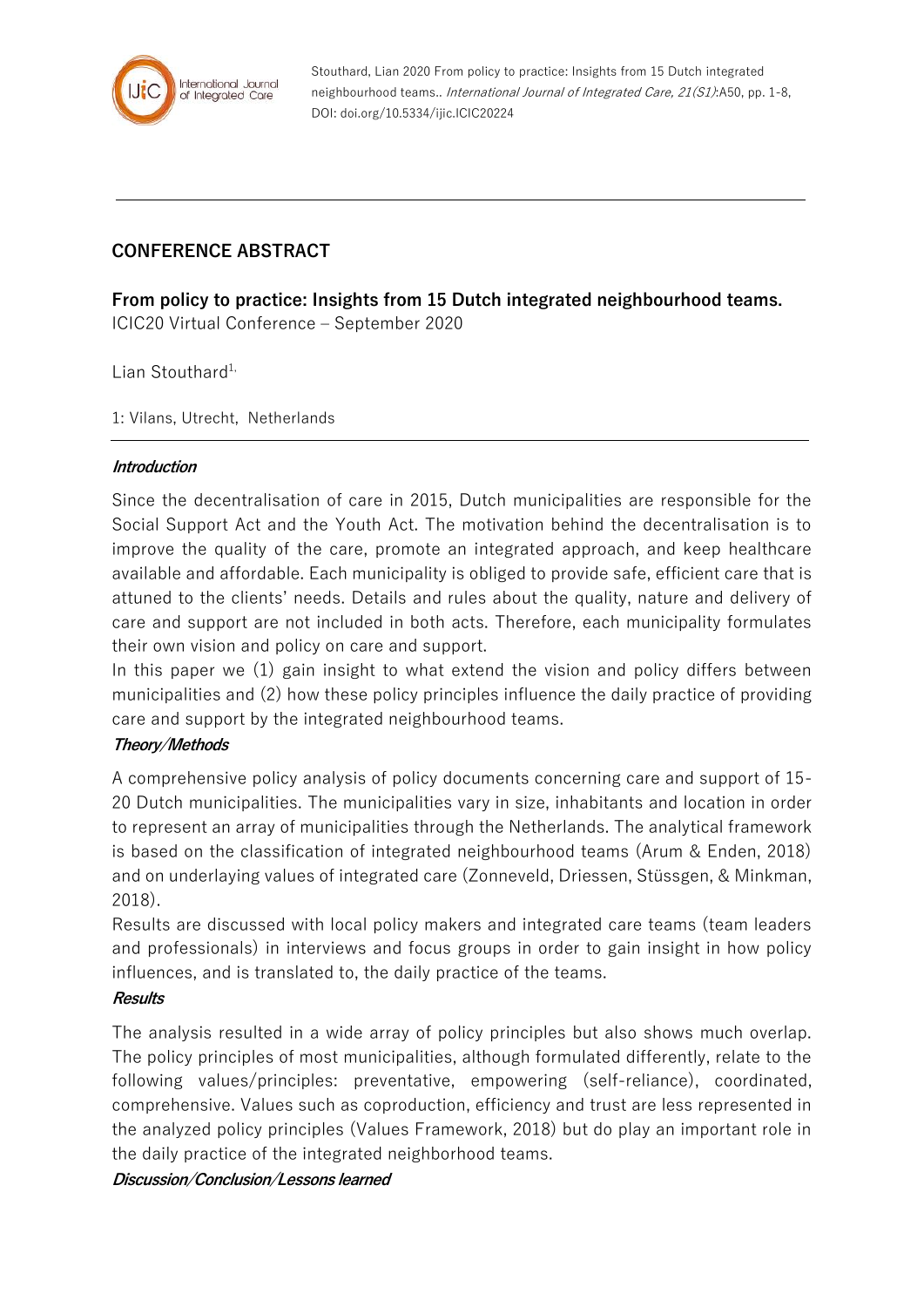Stouthard, Lian 2020 From policy to practice: Insights from 15 Dutch integrated neighbourhood teams.. *International Journal of Integrated Care, 21(S1)*:A50, pp. 1-8, DOI: doi.org/10.5334/ijic.ICIC20224

## CONFERENCE ABSTRACT

**From policy to practice: Insights from 15 Dutch integrated neighbourhood teams.**
ICIC20 Virtual Conference – September 2020

Lian Stouthard[1,]

1: Vilans, Utrecht, Netherlands

***Introduction***

Since the decentralisation of care in 2015, Dutch municipalities are responsible for the Social Support Act and the Youth Act. The motivation behind the decentralisation is to improve the quality of the care, promote an integrated approach, and keep healthcare available and affordable. Each municipality is obliged to provide safe, efficient care that is attuned to the clients' needs. Details and rules about the quality, nature and delivery of care and support are not included in both acts. Therefore, each municipality formulates their own vision and policy on care and support.

In this paper we (1) gain insight to what extend the vision and policy differs between municipalities and (2) how these policy principles influence the daily practice of providing care and support by the integrated neighbourhood teams.

***Theory/Methods***

A comprehensive policy analysis of policy documents concerning care and support of 15-20 Dutch municipalities. The municipalities vary in size, inhabitants and location in order to represent an array of municipalities through the Netherlands. The analytical framework is based on the classification of integrated neighbourhood teams (Arum & Enden, 2018) and on underlaying values of integrated care (Zonneveld, Driessen, Stüssgen, & Minkman, 2018).

Results are discussed with local policy makers and integrated care teams (team leaders and professionals) in interviews and focus groups in order to gain insight in how policy influences, and is translated to, the daily practice of the teams.

***Results***

The analysis resulted in a wide array of policy principles but also shows much overlap. The policy principles of most municipalities, although formulated differently, relate to the following values/principles: preventative, empowering (self-reliance), coordinated, comprehensive. Values such as coproduction, efficiency and trust are less represented in the analyzed policy principles (Values Framework, 2018) but do play an important role in the daily practice of the integrated neighborhood teams.

***Discussion/Conclusion/Lessons learned***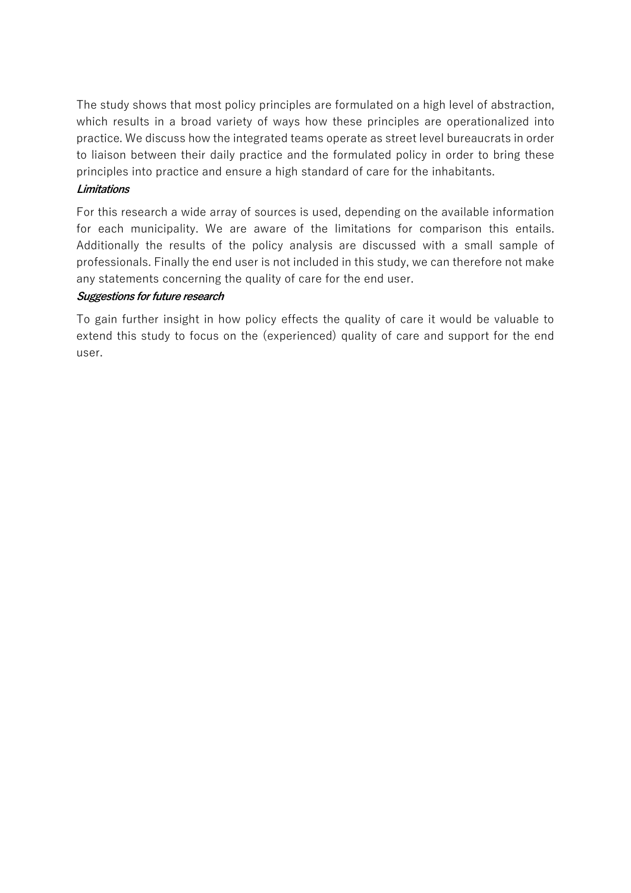The study shows that most policy principles are formulated on a high level of abstraction, which results in a broad variety of ways how these principles are operationalized into practice. We discuss how the integrated teams operate as street level bureaucrats in order to liaison between their daily practice and the formulated policy in order to bring these principles into practice and ensure a high standard of care for the inhabitants.

***Limitations***

For this research a wide array of sources is used, depending on the available information for each municipality. We are aware of the limitations for comparison this entails. Additionally the results of the policy analysis are discussed with a small sample of professionals. Finally the end user is not included in this study, we can therefore not make any statements concerning the quality of care for the end user.

***Suggestions for future research***

To gain further insight in how policy effects the quality of care it would be valuable to extend this study to focus on the (experienced) quality of care and support for the end user.